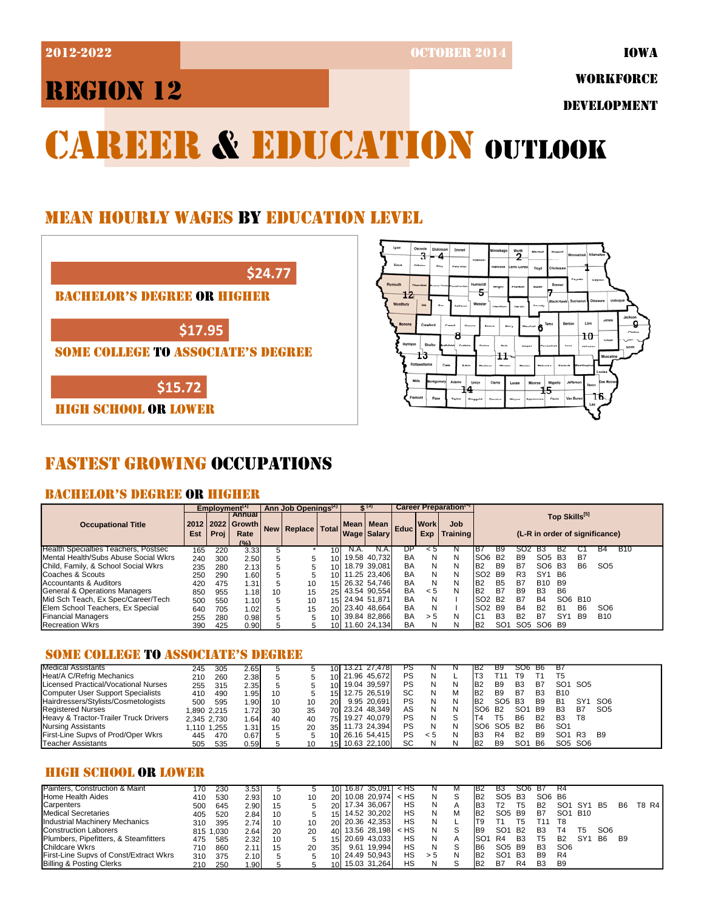2012-2022

OCTOBER 2014

IOWA WORKFORCE DEVELOPMENT

# REGION 12

# CAREER & EDUCATION OUTLOOK

## MEAN HOURLY WAGES BY EDUCATION LEVEL

$24.77
BACHELOR'S DEGREE OR HIGHER

$17.95
SOME COLLEGE TO ASSOCIATE'S DEGREE

$15.72
HIGH SCHOOL OR LOWER

## FASTEST GROWING OCCUPATIONS

### BACHELOR'S DEGREE OR HIGHER

| Occupational Title | Employment[1] 2012 Est | 2022 Proj | Annual Growth Rate (%) | Ann Job Openings[2] New | Replace | Total | $[3] Mean Wage | Mean Salary | Career Preparation[4] Educ | Work Exp | Job Training | Top Skills[5] (L-R in order of significance) |
|---|---|---|---|---|---|---|---|---|---|---|---|---|
| Health Specialties Teachers, Postsec | 165 | 220 | 3.33 | 5 | * | 10 | N.A. | N.A. | DP | < 5 | N | B7 B9 SO2 B3 B2 C1 B4 B10 |
| Mental Health/Subs Abuse Social Wkrs | 240 | 300 | 2.50 | 5 | 5 | 10 | 19.58 | 40,732 | BA | N | N | SO6 B2 B9 SO5 B3 B7 |
| Child, Family, & School Social Wkrs | 235 | 280 | 2.13 | 5 | 5 | 10 | 18.79 | 39,081 | BA | N | N | B2 B9 B7 SO6 B3 B6 SO5 |
| Coaches & Scouts | 250 | 290 | 1.60 | 5 | 5 | 10 | 11.25 | 23,406 | BA | N | N | SO2 B9 R3 SY1 B6 |
| Accountants & Auditors | 420 | 475 | 1.31 | 5 | 10 | 15 | 26.32 | 54,746 | BA | N | N | B2 B5 B7 B10 B9 |
| General & Operations Managers | 850 | 955 | 1.18 | 10 | 15 | 25 | 43.54 | 90,554 | BA | < 5 | N | B2 B7 B9 B3 B6 |
| Mid Sch Teach, Ex Spec/Career/Tech | 500 | 550 | 1.10 | 5 | 10 | 15 | 24.94 | 51,871 | BA | N | I | SO2 B2 B7 B4 SO6 B10 |
| Elem School Teachers, Ex Special | 640 | 705 | 1.02 | 5 | 15 | 20 | 23.40 | 48,664 | BA | N | I | SO2 B9 B4 B2 B1 B6 SO6 |
| Financial Managers | 255 | 280 | 0.98 | 5 | 5 | 10 | 39.84 | 82,866 | BA | > 5 | N | C1 B3 B2 B7 SY1 B9 B10 |
| Recreation Wkrs | 390 | 425 | 0.90 | 5 | 5 | 10 | 11.60 | 24,134 | BA | N | N | B2 SO1 SO5 SO6 B9 |

### SOME COLLEGE TO ASSOCIATE'S DEGREE

| Occupational Title | 2012 Est | 2022 Proj | Annual Growth Rate (%) | New | Replace | Total | Mean Wage | Mean Salary | Educ | Work Exp | Job Training | Top Skills |
|---|---|---|---|---|---|---|---|---|---|---|---|---|
| Medical Assistants | 245 | 305 | 2.65 | 5 | 5 | 10 | 13.21 | 27,478 | PS | N | N | B2 B9 SO6 B6 B7 |
| Heat/A C/Refrig Mechanics | 210 | 260 | 2.38 | 5 | 5 | 10 | 21.96 | 45,672 | PS | N | L | T3 T11 T9 T1 T5 |
| Licensed Practical/Vocational Nurses | 255 | 315 | 2.35 | 5 | 5 | 10 | 19.04 | 39,597 | PS | N | N | B2 B9 B3 B7 SO1 SO5 |
| Computer User Support Specialists | 410 | 490 | 1.95 | 10 | 5 | 15 | 12.75 | 26,519 | SC | N | M | B2 B9 B7 B3 B10 |
| Hairdressers/Stylists/Cosmetologists | 500 | 595 | 1.90 | 10 | 10 | 20 | 9.95 | 20,691 | PS | N | N | B2 SO5 B3 B9 B1 SY1 SO6 |
| Registered Nurses | 1,890 | 2,215 | 1.72 | 30 | 35 | 70 | 23.24 | 48,349 | AS | N | N | SO6 B2 SO1 B9 B3 B7 SO5 |
| Heavy & Tractor-Trailer Truck Drivers | 2,345 | 2,730 | 1.64 | 40 | 40 | 75 | 19.27 | 40,079 | PS | N | S | T4 T5 B6 B2 B3 T8 |
| Nursing Assistants | 1,110 | 1,255 | 1.31 | 15 | 20 | 35 | 11.73 | 24,394 | PS | N | N | SO6 SO5 B2 B6 SO1 |
| First-Line Supvs of Prod/Oper Wkrs | 445 | 470 | 0.67 | 5 | 5 | 10 | 26.16 | 54,415 | PS | < 5 | N | B3 R4 B2 B9 SO1 R3 B9 |
| Teacher Assistants | 505 | 535 | 0.59 | 5 | 10 | 15 | 10.63 | 22,100 | SC | N | N | B2 B9 SO1 B6 SO5 SO6 |

### HIGH SCHOOL OR LOWER

| Occupational Title | 2012 Est | 2022 Proj | Annual Growth Rate (%) | New | Replace | Total | Mean Wage | Mean Salary | Educ | Work Exp | Job Training | Top Skills |
|---|---|---|---|---|---|---|---|---|---|---|---|---|
| Painters, Construction & Maint | 170 | 230 | 3.53 | 5 | 5 | 10 | 16.87 | 35,091 | < HS | N | M | B2 B3 SO6 B7 R4 |
| Home Health Aides | 410 | 530 | 2.93 | 10 | 10 | 20 | 10.08 | 20,974 | < HS | N | S | B2 SO5 B3 SO6 B6 |
| Carpenters | 500 | 645 | 2.90 | 15 | 5 | 20 | 17.34 | 36,067 | HS | N | A | B3 T2 T5 B2 SO1 SY1 B5 B6 T8 R4 |
| Medical Secretaries | 405 | 520 | 2.84 | 10 | 5 | 15 | 14.52 | 30,202 | HS | N | M | B2 SO5 B9 B7 SO1 B10 |
| Industrial Machinery Mechanics | 310 | 395 | 2.74 | 10 | 10 | 20 | 20.36 | 42,353 | HS | N | L | T9 T1 T5 T11 T8 |
| Construction Laborers | 815 | 1,030 | 2.64 | 20 | 20 | 40 | 13.56 | 28,198 | < HS | N | S | B9 SO1 B2 B3 T4 T5 SO6 |
| Plumbers, Pipefitters, & Steamfitters | 475 | 585 | 2.32 | 10 | 5 | 15 | 20.69 | 43,033 | HS | N | A | SO1 R4 B3 T5 B2 SY1 B6 B9 |
| Childcare Wkrs | 710 | 860 | 2.11 | 15 | 20 | 35 | 9.61 | 19,994 | HS | N | S | B6 SO5 B9 B3 SO6 |
| First-Line Supvs of Const/Extract Wkrs | 310 | 375 | 2.10 | 5 | 5 | 10 | 24.49 | 50,943 | HS | > 5 | N | B2 SO1 B3 B9 R4 |
| Billing & Posting Clerks | 210 | 250 | 1.90 | 5 | 5 | 10 | 15.03 | 31,264 | HS | N | S | B2 B7 R4 B3 B9 |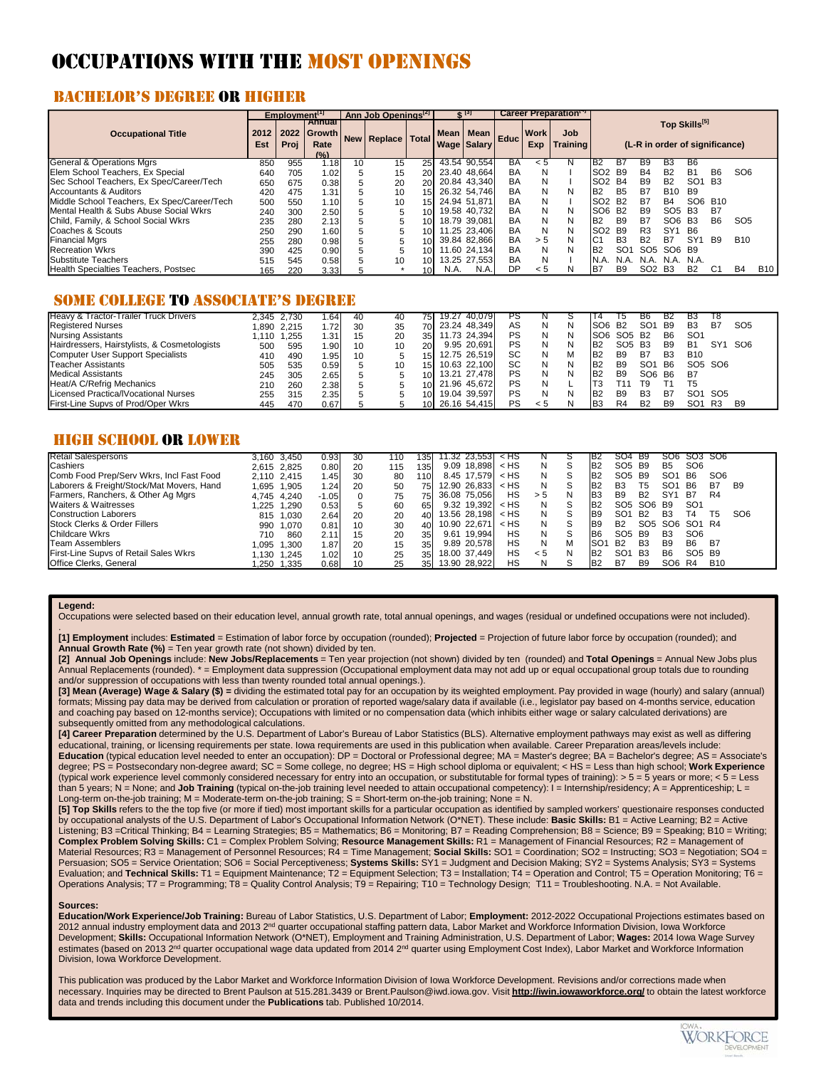# OCCUPATIONS WITH THE MOST OPENINGS

## BACHELOR'S DEGREE OR HIGHER

| Occupational Title | Employment[1] | | | Ann Job Openings[2] | | | $ [3] | | Career Preparation[4] | | | Top Skills[5] (L-R in order of significance) | | | | | | | |
|---|---|---|---|---|---|---|---|---|---|---|---|---|---|---|---|---|---|---|---|
| | 2012 Est | 2022 Proj | Annual Growth Rate (%) | New | Replace | Total | Mean Wage | Mean Salary | Educ | Work Exp | Job Training | | | | | | | | |
| General & Operations Mgrs | 850 | 955 | 1.18 | 10 | 15 | 25 | 43.54 | 90,554 | BA | < 5 | N | B2 | B7 | B9 | B3 | B6 | | | |
| Elem School Teachers, Ex Special | 640 | 705 | 1.02 | 5 | 15 | 20 | 23.40 | 48,664 | BA | N | I | SO2 | B9 | B4 | B2 | B1 | B6 | SO6 | |
| Sec School Teachers, Ex Spec/Career/Tech | 650 | 675 | 0.38 | 5 | 20 | 20 | 20.84 | 43,340 | BA | N | I | SO2 | B4 | B9 | B2 | SO1 | B3 | | |
| Accountants & Auditors | 420 | 475 | 1.31 | 5 | 10 | 15 | 26.32 | 54,746 | BA | N | N | B2 | B5 | B7 | B10 | B9 | | | |
| Middle School Teachers, Ex Spec/Career/Tech | 500 | 550 | 1.10 | 5 | 10 | 15 | 24.94 | 51,871 | BA | N | I | SO2 | B2 | B7 | B4 | SO6 | B10 | | |
| Mental Health & Subs Abuse Social Wkrs | 240 | 300 | 2.50 | 5 | 5 | 10 | 19.58 | 40,732 | BA | N | N | SO6 | B2 | B9 | SO5 | B3 | B7 | | |
| Child, Family, & School Social Wkrs | 235 | 280 | 2.13 | 5 | 5 | 10 | 18.79 | 39,081 | BA | N | N | B2 | B9 | B7 | SO6 | B3 | B6 | SO5 | |
| Coaches & Scouts | 250 | 290 | 1.60 | 5 | 5 | 10 | 11.25 | 23,406 | BA | N | N | SO2 | B9 | R3 | SY1 | B6 | | | |
| Financial Mgrs | 255 | 280 | 0.98 | 5 | 5 | 10 | 39.84 | 82,866 | BA | > 5 | N | C1 | B3 | B2 | B7 | SY1 | B9 | B10 | |
| Recreation Wkrs | 390 | 425 | 0.90 | 5 | 5 | 10 | 11.60 | 24,134 | BA | N | N | B2 | SO1 | SO5 | SO6 | B9 | | | |
| Substitute Teachers | 515 | 545 | 0.58 | 5 | 10 | 10 | 13.25 | 27,553 | BA | N | I | N.A. | N.A. | N.A. | N.A. | N.A. | | | |
| Health Specialties Teachers, Postsec | 165 | 220 | 3.33 | 5 | * | 10 | N.A. | N.A. | DP | < 5 | N | B7 | B9 | SO2 | B3 | B2 | C1 | B4 | B10 |

## SOME COLLEGE TO ASSOCIATE'S DEGREE

| Occupational Title | 2012 Est | 2022 Proj | Annual Growth Rate (%) | New | Replace | Total | Mean Wage | Mean Salary | Educ | Work Exp | Job Training | Top Skills | | | | | | |
|---|---|---|---|---|---|---|---|---|---|---|---|---|---|---|---|---|---|---|
| Heavy & Tractor-Trailer Truck Drivers | 2,345 | 2,730 | 1.64 | 40 | 40 | 75 | 19.27 | 40,079 | PS | N | S | T4 | T5 | B6 | B2 | B3 | T8 | |
| Registered Nurses | 1,890 | 2,215 | 1.72 | 30 | 35 | 70 | 23.24 | 48,349 | AS | N | N | SO6 | B2 | SO1 | B9 | B3 | B7 | SO5 |
| Nursing Assistants | 1,110 | 1,255 | 1.31 | 15 | 20 | 35 | 11.73 | 24,394 | PS | N | N | SO6 | SO5 | B2 | B6 | SO1 | | |
| Hairdressers, Hairstylists, & Cosmetologists | 500 | 595 | 1.90 | 10 | 10 | 20 | 9.95 | 20,691 | PS | N | N | B2 | SO5 | B3 | B9 | B1 | SY1 | SO6 |
| Computer User Support Specialists | 410 | 490 | 1.95 | 10 | 5 | 15 | 12.75 | 26,519 | SC | N | M | B2 | B9 | B7 | B3 | B10 | | |
| Teacher Assistants | 505 | 535 | 0.59 | 5 | 10 | 15 | 10.63 | 22,100 | SC | N | N | B2 | B9 | SO1 | B6 | SO5 | SO6 | |
| Medical Assistants | 245 | 305 | 2.65 | 5 | 5 | 10 | 13.21 | 27,478 | PS | N | N | B2 | B9 | SO6 | B6 | B7 | | |
| Heat/A C/Refrig Mechanics | 210 | 260 | 2.38 | 5 | 5 | 10 | 21.96 | 45,672 | PS | N | L | T3 | T11 | T9 | T1 | T5 | | |
| Licensed Practica/lVocational Nurses | 255 | 315 | 2.35 | 5 | 5 | 10 | 19.04 | 39,597 | PS | N | N | B2 | B9 | B3 | B7 | SO1 | SO5 | |
| First-Line Supvs of Prod/Oper Wkrs | 445 | 470 | 0.67 | 5 | 5 | 10 | 26.16 | 54,415 | PS | < 5 | N | B3 | R4 | B2 | B9 | SO1 | R3 | B9 |

## HIGH SCHOOL OR LOWER

| Occupational Title | 2012 Est | 2022 Proj | Annual Growth Rate (%) | New | Replace | Total | Mean Wage | Mean Salary | Educ | Work Exp | Job Training | Top Skills | | | | | | |
|---|---|---|---|---|---|---|---|---|---|---|---|---|---|---|---|---|---|---|
| Retail Salespersons | 3,160 | 3,450 | 0.93 | 30 | 110 | 135 | 11.32 | 23,553 | < HS | N | S | B2 | SO4 | B9 | SO6 | SO3 | SO6 | |
| Cashiers | 2,615 | 2,825 | 0.80 | 20 | 115 | 135 | 9.09 | 18,898 | < HS | N | S | B2 | SO5 | B9 | B5 | SO6 | | |
| Comb Food Prep/Serv Wkrs, Incl Fast Food | 2,110 | 2,415 | 1.45 | 30 | 80 | 110 | 8.45 | 17,579 | < HS | N | S | B2 | SO5 | B9 | SO1 | B6 | SO6 | |
| Laborers & Freight/Stock/Mat Movers, Hand | 1,695 | 1,905 | 1.24 | 20 | 50 | 75 | 12.90 | 26,833 | < HS | N | S | B2 | B3 | T5 | SO1 | B6 | B7 | B9 |
| Farmers, Ranchers, & Other Ag Mgrs | 4,745 | 4,240 | -1.05 | 0 | 75 | 75 | 36.08 | 75,056 | HS | > 5 | N | B3 | B9 | B2 | SY1 | B7 | R4 | |
| Waiters & Waitresses | 1,225 | 1,290 | 0.53 | 5 | 60 | 65 | 9.32 | 19,392 | < HS | N | S | B2 | SO5 | SO6 | B9 | SO1 | | |
| Construction Laborers | 815 | 1,030 | 2.64 | 20 | 20 | 40 | 13.56 | 28,198 | < HS | N | S | B9 | SO1 | B2 | B3 | T4 | T5 | SO6 |
| Stock Clerks & Order Fillers | 990 | 1,070 | 0.81 | 10 | 30 | 40 | 10.90 | 22,671 | < HS | N | S | B9 | B2 | SO5 | SO6 | SO1 | R4 | |
| Childcare Wkrs | 710 | 860 | 2.11 | 15 | 20 | 35 | 9.61 | 19,994 | HS | N | S | B6 | SO5 | B9 | B3 | SO6 | | |
| Team Assemblers | 1,095 | 1,300 | 1.87 | 20 | 15 | 35 | 9.89 | 20,578 | HS | N | M | SO1 | B2 | B3 | B9 | B6 | B7 | |
| First-Line Supvs of Retail Sales Wkrs | 1,130 | 1,245 | 1.02 | 10 | 25 | 35 | 18.00 | 37,449 | HS | < 5 | N | B2 | SO1 | B3 | B6 | SO5 | B9 | |
| Office Clerks, General | 1,250 | 1,335 | 0.68 | 10 | 25 | 35 | 13.90 | 28,922 | HS | N | S | B2 | B7 | B9 | SO6 | R4 | B10 | |

**Legend:**

Occupations were selected based on their education level, annual growth rate, total annual openings, and wages (residual or undefined occupations were not included).

**[1] Employment** includes: **Estimated** = Estimation of labor force by occupation (rounded); **Projected** = Projection of future labor force by occupation (rounded); and **Annual Growth Rate (%)** = Ten year growth rate (not shown) divided by ten.

**[2] Annual Job Openings** include: **New Jobs/Replacements** = Ten year projection (not shown) divided by ten (rounded) and **Total Openings** = Annual New Jobs plus Annual Replacements (rounded). * = Employment data suppression (Occupational employment data may not add up or equal occupational group totals due to rounding and/or suppression of occupations with less than twenty rounded total annual openings.).

**[3] Mean (Average) Wage & Salary ($) =** dividing the estimated total pay for an occupation by its weighted employment. Pay provided in wage (hourly) and salary (annual) formats; Missing pay data may be derived from calculation or proration of reported wage/salary data if available (i.e., legislator pay based on 4-months service, education and coaching pay based on 12-months service); Occupations with limited or no compensation data (which inhibits either wage or salary calculated derivations) are subsequently omitted from any methodological calculations.

**[4] Career Preparation** determined by the U.S. Department of Labor's Bureau of Labor Statistics (BLS). Alternative employment pathways may exist as well as differing educational, training, or licensing requirements per state. Iowa requirements are used in this publication when available. Career Preparation areas/levels include: **Education** (typical education level needed to enter an occupation): DP = Doctoral or Professional degree; MA = Master's degree; BA = Bachelor's degree; AS = Associate's degree; PS = Postsecondary non-degree award; SC = Some college, no degree; HS = High school diploma or equivalent; < HS = Less than high school; **Work Experience** (typical work experience level commonly considered necessary for entry into an occupation, or substitutable for formal types of training): > 5 = 5 years or more; < 5 = Less than 5 years; N = None; and **Job Training** (typical on-the-job training level needed to attain occupational competency): I = Internship/residency; A = Apprenticeship; L = Long-term on-the-job training; M = Moderate-term on-the-job training; S = Short-term on-the-job training; None = N.

**[5] Top Skills** refers to the the top five (or more if tied) most important skills for a particular occupation as identified by sampled workers' questionaire responses conducted by occupational analysts of the U.S. Department of Labor's Occupational Information Network (O*NET). These include: **Basic Skills:** B1 = Active Learning; B2 = Active Listening; B3 =Critical Thinking; B4 = Learning Strategies; B5 = Mathematics; B6 = Monitoring; B7 = Reading Comprehension; B8 = Science; B9 = Speaking; B10 = Writing; **Complex Problem Solving Skills:** C1 = Complex Problem Solving; **Resource Management Skills:** R1 = Management of Financial Resources; R2 = Management of Material Resources; R3 = Management of Personnel Resources; R4 = Time Management; **Social Skills:** SO1 = Coordination; SO2 = Instructing; SO3 = Negotiation; SO4 = Persuasion; SO5 = Service Orientation; SO6 = Social Perceptiveness; **Systems Skills:** SY1 = Judgment and Decision Making; SY2 = Systems Analysis; SY3 = Systems Evaluation; and **Technical Skills:** T1 = Equipment Maintenance; T2 = Equipment Selection; T3 = Installation; T4 = Operation and Control; T5 = Operation Monitoring; T6 = Operations Analysis; T7 = Programming; T8 = Quality Control Analysis; T9 = Repairing; T10 = Technology Design; T11 = Troubleshooting. N.A. = Not Available.

**Sources:**

**Education/Work Experience/Job Training:** Bureau of Labor Statistics, U.S. Department of Labor; **Employment:** 2012-2022 Occupational Projections estimates based on 2012 annual industry employment data and 2013 2nd quarter occupational staffing pattern data, Labor Market and Workforce Information Division, Iowa Workforce Development; **Skills:** Occupational Information Network (O*NET), Employment and Training Administration, U.S. Department of Labor; **Wages:** 2014 Iowa Wage Survey estimates (based on 2013 2nd quarter occupational wage data updated from 2014 2nd quarter using Employment Cost Index), Labor Market and Workforce Information Division, Iowa Workforce Development.

This publication was produced by the Labor Market and Workforce Information Division of Iowa Workforce Development. Revisions and/or corrections made when necessary. Inquiries may be directed to Brent Paulson at 515.281.3439 or Brent.Paulson@iwd.iowa.gov. Visit **http://iwin.iowaworkforce.org/** to obtain the latest workforce data and trends including this document under the **Publications** tab. Published 10/2014.

IOWA WORKFORCE DEVELOPMENT